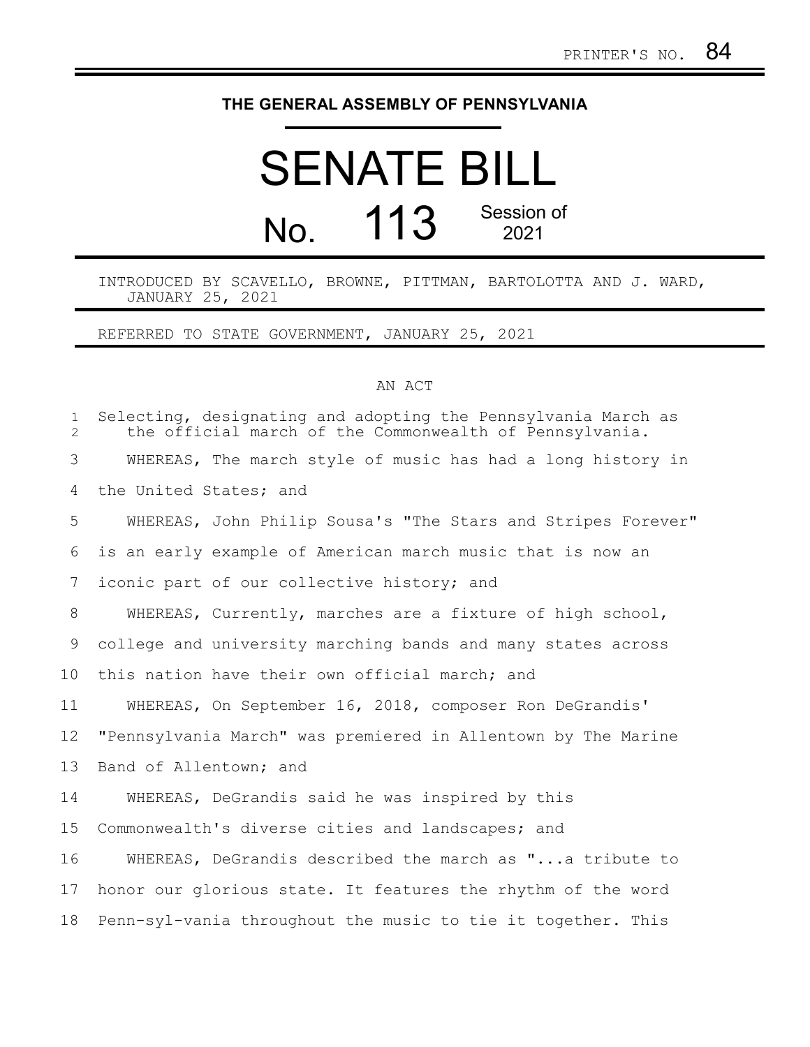PRINTER'S NO. 84

THE GENERAL ASSEMBLY OF PENNSYLVANIA

# SENATE BILL

# No. 113 Session of 2021

INTRODUCED BY SCAVELLO, BROWNE, PITTMAN, BARTOLOTTA AND J. WARD, JANUARY 25, 2021

REFERRED TO STATE GOVERNMENT, JANUARY 25, 2021

AN ACT

Selecting, designating and adopting the Pennsylvania March as the official march of the Commonwealth of Pennsylvania.

WHEREAS, The march style of music has had a long history in the United States; and

WHEREAS, John Philip Sousa's "The Stars and Stripes Forever" is an early example of American march music that is now an iconic part of our collective history; and

WHEREAS, Currently, marches are a fixture of high school, college and university marching bands and many states across this nation have their own official march; and

WHEREAS, On September 16, 2018, composer Ron DeGrandis' "Pennsylvania March" was premiered in Allentown by The Marine Band of Allentown; and

WHEREAS, DeGrandis said he was inspired by this Commonwealth's diverse cities and landscapes; and

WHEREAS, DeGrandis described the march as "...a tribute to honor our glorious state. It features the rhythm of the word Penn-syl-vania throughout the music to tie it together. This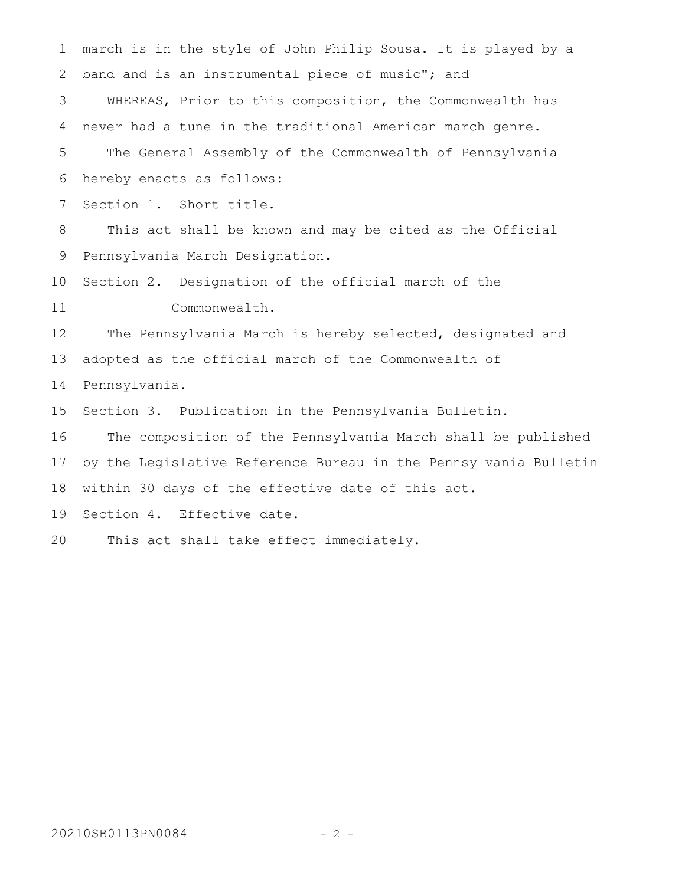march is in the style of John Philip Sousa. It is played by a band and is an instrumental piece of music"; and

WHEREAS, Prior to this composition, the Commonwealth has never had a tune in the traditional American march genre.

The General Assembly of the Commonwealth of Pennsylvania hereby enacts as follows:

Section 1. Short title.

This act shall be known and may be cited as the Official Pennsylvania March Designation.

Section 2. Designation of the official march of the Commonwealth.

The Pennsylvania March is hereby selected, designated and adopted as the official march of the Commonwealth of Pennsylvania.

Section 3. Publication in the Pennsylvania Bulletin.

The composition of the Pennsylvania March shall be published by the Legislative Reference Bureau in the Pennsylvania Bulletin within 30 days of the effective date of this act.

Section 4. Effective date.

This act shall take effect immediately.